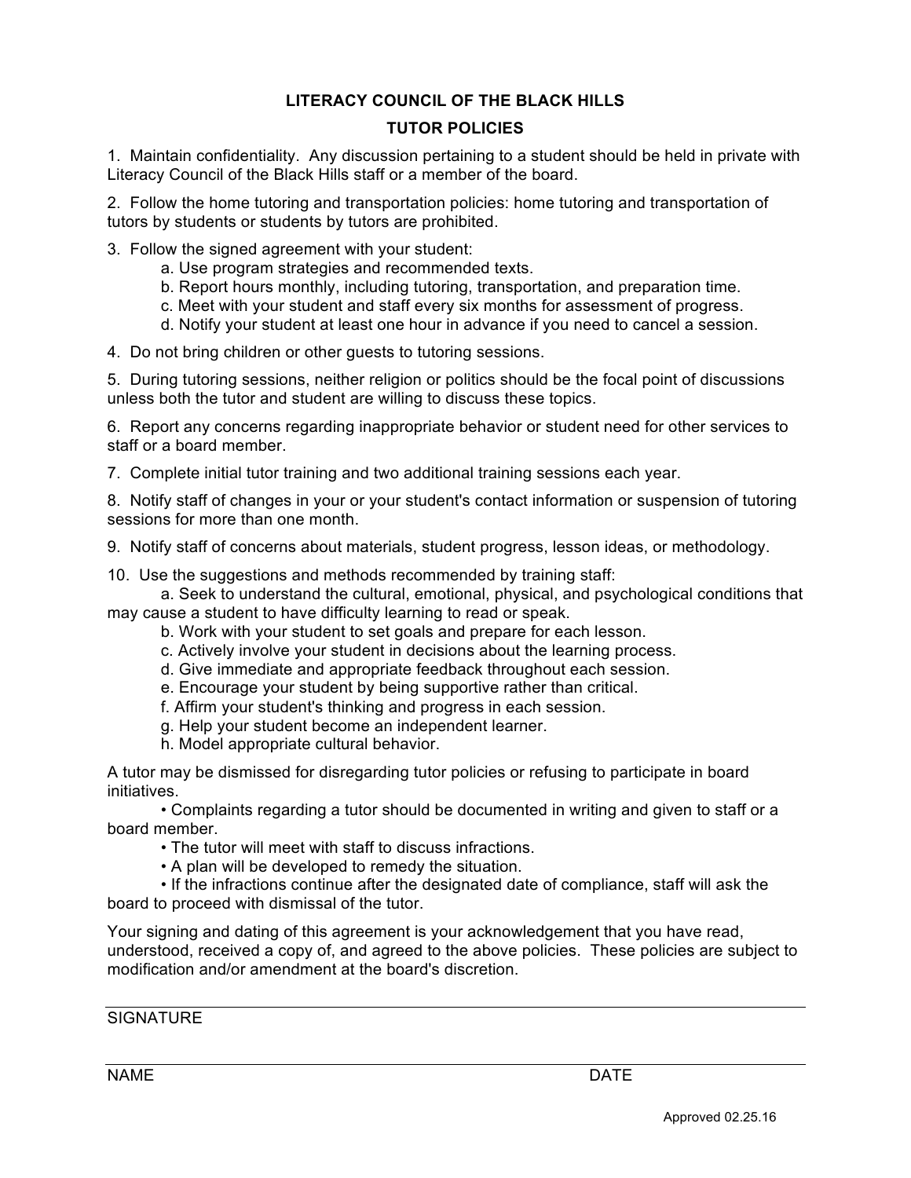# LITERACY COUNCIL OF THE BLACK HILLS

## TUTOR POLICIES

1. Maintain confidentiality. Any discussion pertaining to a student should be held in private with Literacy Council of the Black Hills staff or a member of the board.

2. Follow the home tutoring and transportation policies: home tutoring and transportation of tutors by students or students by tutors are prohibited.

3. Follow the signed agreement with your student:
   - a. Use program strategies and recommended texts.
   - b. Report hours monthly, including tutoring, transportation, and preparation time.
   - c. Meet with your student and staff every six months for assessment of progress.
   - d. Notify your student at least one hour in advance if you need to cancel a session.

4. Do not bring children or other guests to tutoring sessions.

5. During tutoring sessions, neither religion or politics should be the focal point of discussions unless both the tutor and student are willing to discuss these topics.

6. Report any concerns regarding inappropriate behavior or student need for other services to staff or a board member.

7. Complete initial tutor training and two additional training sessions each year.

8. Notify staff of changes in your or your student's contact information or suspension of tutoring sessions for more than one month.

9. Notify staff of concerns about materials, student progress, lesson ideas, or methodology.

10. Use the suggestions and methods recommended by training staff:
    - a. Seek to understand the cultural, emotional, physical, and psychological conditions that may cause a student to have difficulty learning to read or speak.
    - b. Work with your student to set goals and prepare for each lesson.
    - c. Actively involve your student in decisions about the learning process.
    - d. Give immediate and appropriate feedback throughout each session.
    - e. Encourage your student by being supportive rather than critical.
    - f. Affirm your student's thinking and progress in each session.
    - g. Help your student become an independent learner.
    - h. Model appropriate cultural behavior.

A tutor may be dismissed for disregarding tutor policies or refusing to participate in board initiatives.

- Complaints regarding a tutor should be documented in writing and given to staff or a board member.
- The tutor will meet with staff to discuss infractions.
- A plan will be developed to remedy the situation.
- If the infractions continue after the designated date of compliance, staff will ask the board to proceed with dismissal of the tutor.

Your signing and dating of this agreement is your acknowledgement that you have read, understood, received a copy of, and agreed to the above policies. These policies are subject to modification and/or amendment at the board's discretion.

_______________________________________________
SIGNATURE

_______________________________________________
NAME DATE

Approved 02.25.16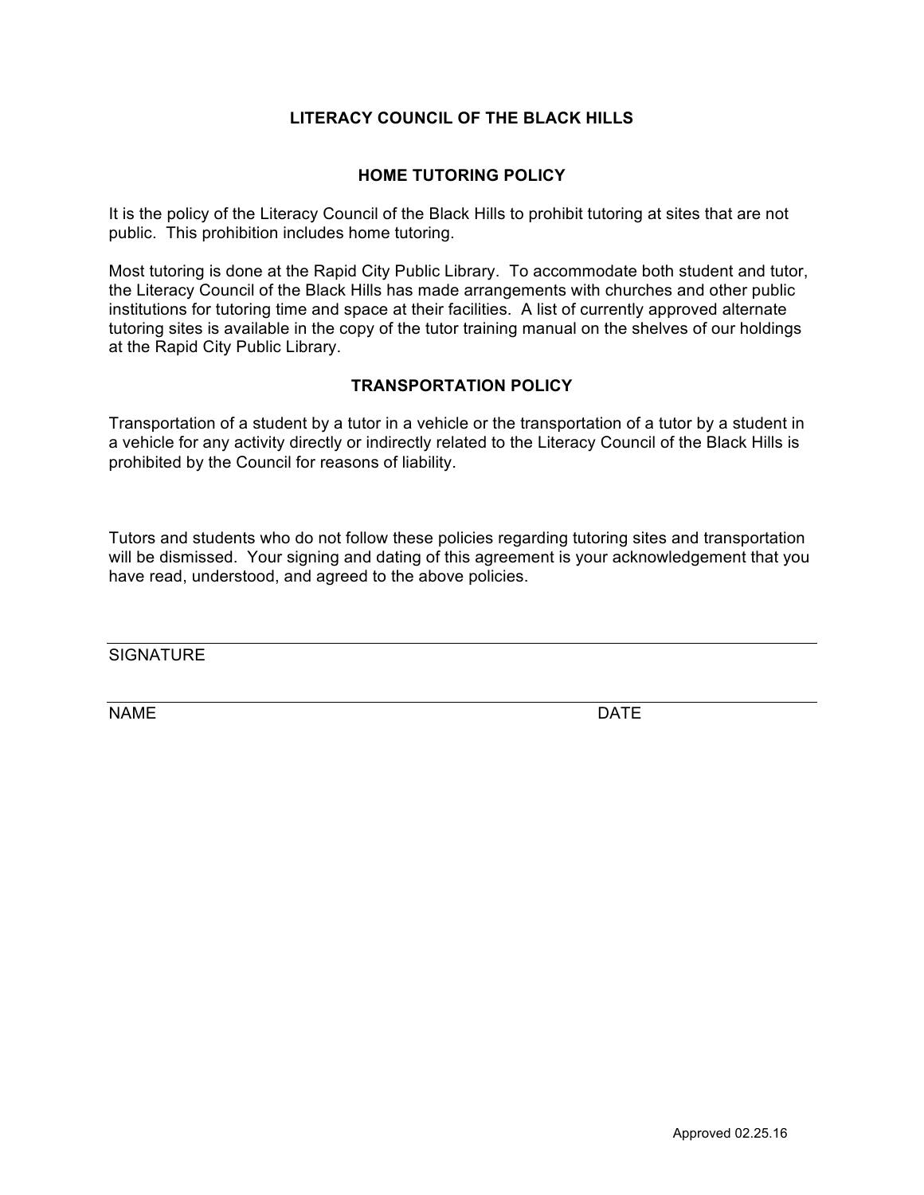# LITERACY COUNCIL OF THE BLACK HILLS

## HOME TUTORING POLICY

It is the policy of the Literacy Council of the Black Hills to prohibit tutoring at sites that are not public. This prohibition includes home tutoring.

Most tutoring is done at the Rapid City Public Library. To accommodate both student and tutor, the Literacy Council of the Black Hills has made arrangements with churches and other public institutions for tutoring time and space at their facilities. A list of currently approved alternate tutoring sites is available in the copy of the tutor training manual on the shelves of our holdings at the Rapid City Public Library.

## TRANSPORTATION POLICY

Transportation of a student by a tutor in a vehicle or the transportation of a tutor by a student in a vehicle for any activity directly or indirectly related to the Literacy Council of the Black Hills is prohibited by the Council for reasons of liability.

Tutors and students who do not follow these policies regarding tutoring sites and transportation will be dismissed. Your signing and dating of this agreement is your acknowledgement that you have read, understood, and agreed to the above policies.

_______________________________________________
SIGNATURE

_______________________________________________
NAME DATE

Approved 02.25.16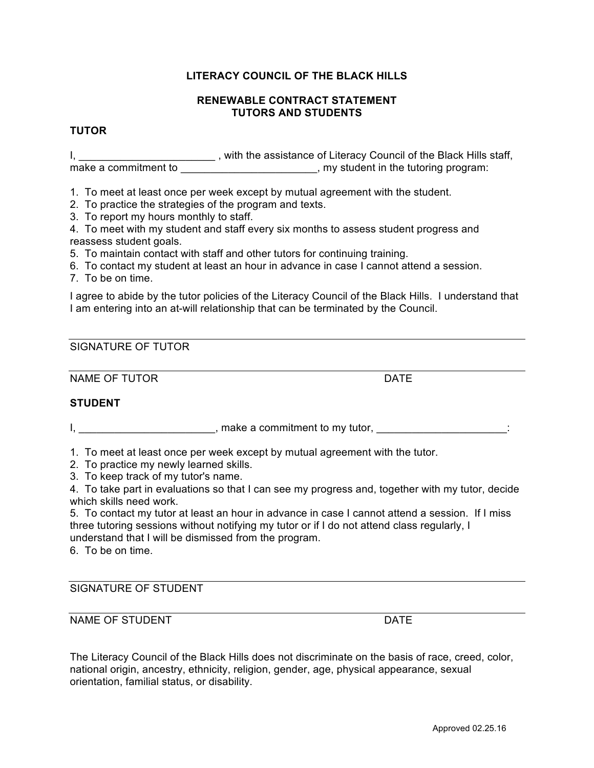# LITERACY COUNCIL OF THE BLACK HILLS

## RENEWABLE CONTRACT STATEMENT
## TUTORS AND STUDENTS

### TUTOR

I, _______________________ , with the assistance of Literacy Council of the Black Hills staff, make a commitment to _______________________, my student in the tutoring program:

1. To meet at least once per week except by mutual agreement with the student.
2. To practice the strategies of the program and texts.
3. To report my hours monthly to staff.
4. To meet with my student and staff every six months to assess student progress and reassess student goals.
5. To maintain contact with staff and other tutors for continuing training.
6. To contact my student at least an hour in advance in case I cannot attend a session.
7. To be on time.

I agree to abide by the tutor policies of the Literacy Council of the Black Hills. I understand that I am entering into an at-will relationship that can be terminated by the Council.

_______________________________________________
SIGNATURE OF TUTOR

_______________________________________________
NAME OF TUTOR　　　　　　　　　　DATE

### STUDENT

I, _______________________, make a commitment to my tutor, ______________________:

1. To meet at least once per week except by mutual agreement with the tutor.
2. To practice my newly learned skills.
3. To keep track of my tutor's name.
4. To take part in evaluations so that I can see my progress and, together with my tutor, decide which skills need work.
5. To contact my tutor at least an hour in advance in case I cannot attend a session. If I miss three tutoring sessions without notifying my tutor or if I do not attend class regularly, I understand that I will be dismissed from the program.
6. To be on time.

_______________________________________________
SIGNATURE OF STUDENT

_______________________________________________
NAME OF STUDENT　　　　　　　　　　DATE

The Literacy Council of the Black Hills does not discriminate on the basis of race, creed, color, national origin, ancestry, ethnicity, religion, gender, age, physical appearance, sexual orientation, familial status, or disability.

Approved 02.25.16